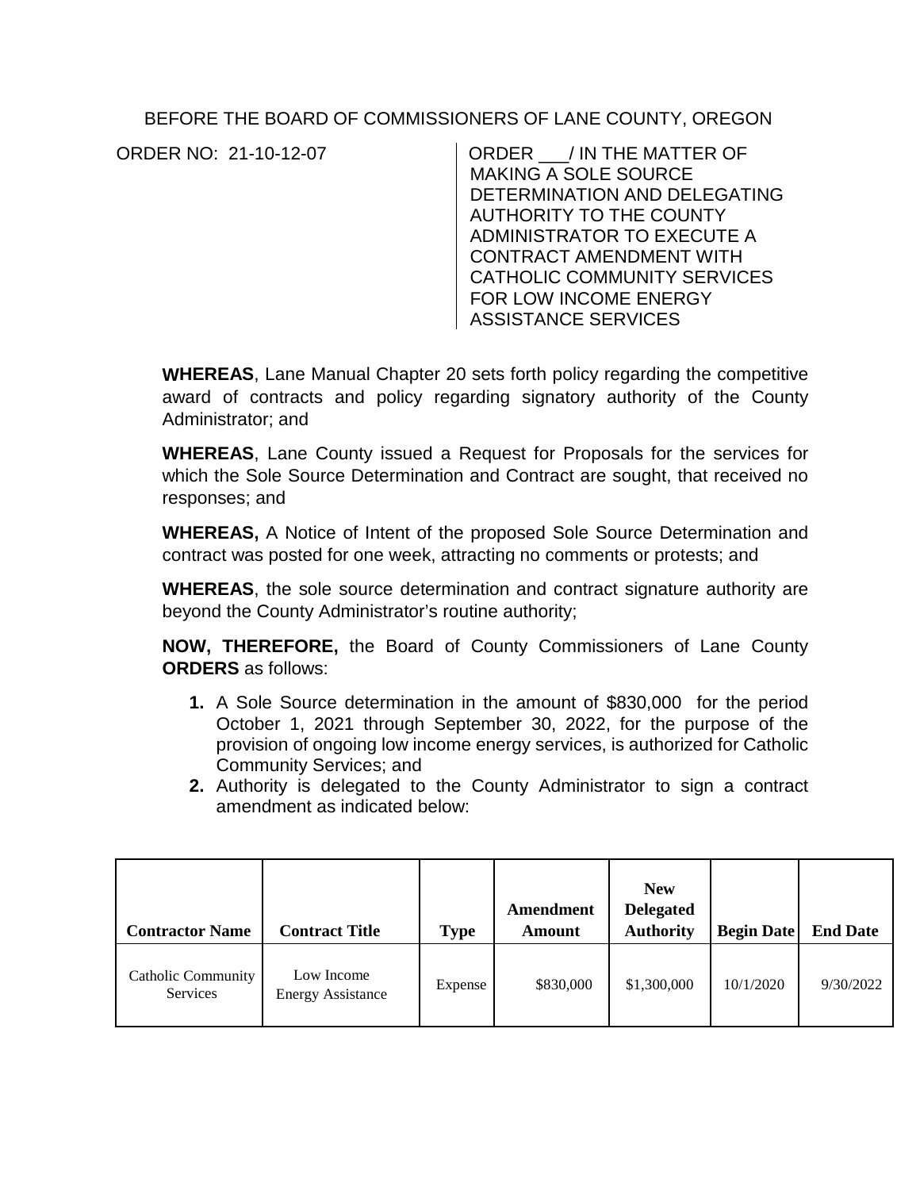BEFORE THE BOARD OF COMMISSIONERS OF LANE COUNTY, OREGON

ORDER NO: 21-10-12-07

ORDER ___/ IN THE MATTER OF MAKING A SOLE SOURCE DETERMINATION AND DELEGATING AUTHORITY TO THE COUNTY ADMINISTRATOR TO EXECUTE A CONTRACT AMENDMENT WITH CATHOLIC COMMUNITY SERVICES FOR LOW INCOME ENERGY ASSISTANCE SERVICES

**WHEREAS**, Lane Manual Chapter 20 sets forth policy regarding the competitive award of contracts and policy regarding signatory authority of the County Administrator; and

**WHEREAS**, Lane County issued a Request for Proposals for the services for which the Sole Source Determination and Contract are sought, that received no responses; and

**WHEREAS,** A Notice of Intent of the proposed Sole Source Determination and contract was posted for one week, attracting no comments or protests; and

**WHEREAS**, the sole source determination and contract signature authority are beyond the County Administrator's routine authority;

**NOW, THEREFORE,** the Board of County Commissioners of Lane County **ORDERS** as follows:

1. A Sole Source determination in the amount of $830,000 for the period October 1, 2021 through September 30, 2022, for the purpose of the provision of ongoing low income energy services, is authorized for Catholic Community Services; and
2. Authority is delegated to the County Administrator to sign a contract amendment as indicated below:

| Contractor Name | Contract Title | Type | Amendment Amount | New Delegated Authority | Begin Date | End Date |
|---|---|---|---|---|---|---|
| Catholic Community Services | Low Income Energy Assistance | Expense | $830,000 | $1,300,000 | 10/1/2020 | 9/30/2022 |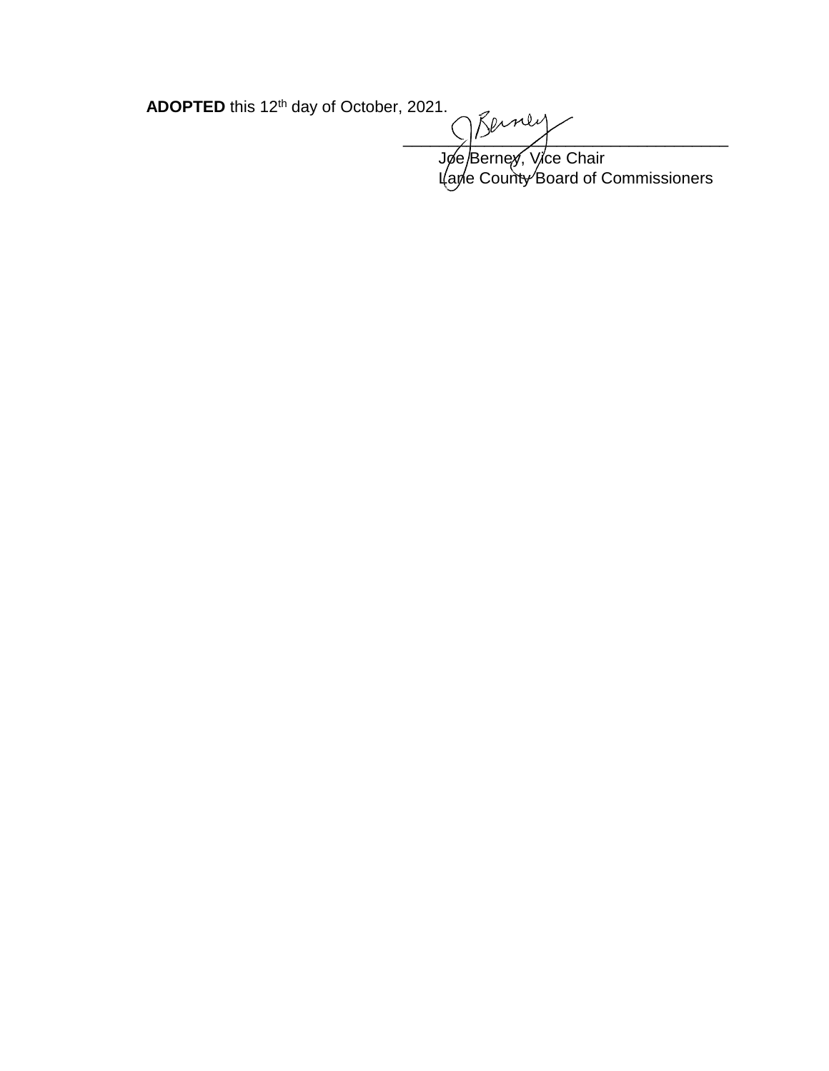**ADOPTED** this 12th day of October, 2021.

\_\_\_\_\_\_\_\_\_\_\_\_\_\_\_\_\_\_\_\_\_\_\_\_\_\_\_\_\_\_\_\_\_\_\_\_\_\_\_\_

Joe Berney, Vice Chair
Lane County Board of Commissioners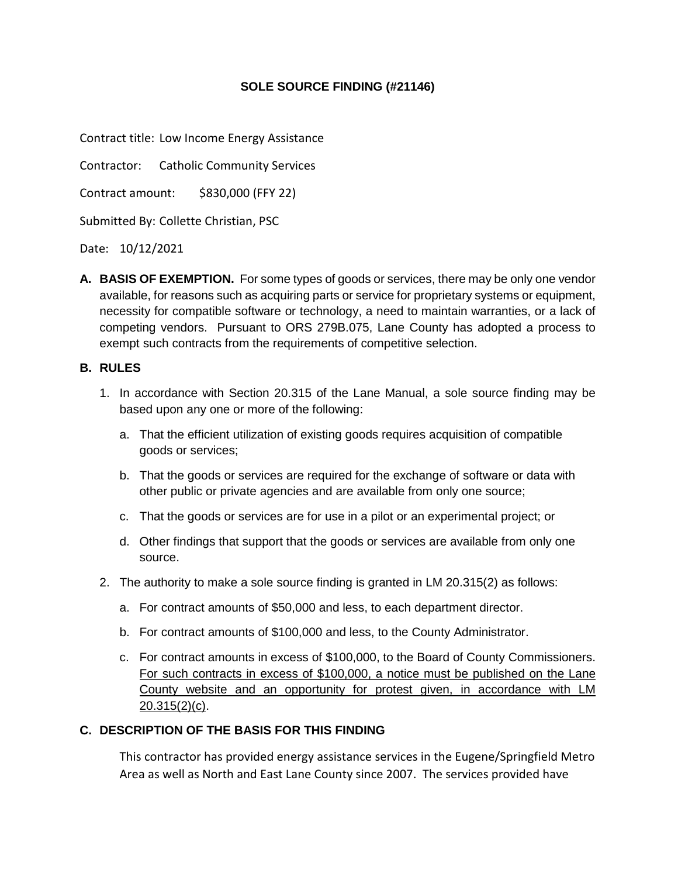## SOLE SOURCE FINDING (#21146)

Contract title: Low Income Energy Assistance

Contractor: Catholic Community Services

Contract amount: $830,000 (FFY 22)

Submitted By: Collette Christian, PSC

Date: 10/12/2021

**A. BASIS OF EXEMPTION.** For some types of goods or services, there may be only one vendor available, for reasons such as acquiring parts or service for proprietary systems or equipment, necessity for compatible software or technology, a need to maintain warranties, or a lack of competing vendors. Pursuant to ORS 279B.075, Lane County has adopted a process to exempt such contracts from the requirements of competitive selection.

**B. RULES**

1. In accordance with Section 20.315 of the Lane Manual, a sole source finding may be based upon any one or more of the following:
   a. That the efficient utilization of existing goods requires acquisition of compatible goods or services;
   b. That the goods or services are required for the exchange of software or data with other public or private agencies and are available from only one source;
   c. That the goods or services are for use in a pilot or an experimental project; or
   d. Other findings that support that the goods or services are available from only one source.
2. The authority to make a sole source finding is granted in LM 20.315(2) as follows:
   a. For contract amounts of $50,000 and less, to each department director.
   b. For contract amounts of $100,000 and less, to the County Administrator.
   c. For contract amounts in excess of $100,000, to the Board of County Commissioners. For such contracts in excess of $100,000, a notice must be published on the Lane County website and an opportunity for protest given, in accordance with LM 20.315(2)(c).

**C. DESCRIPTION OF THE BASIS FOR THIS FINDING**

This contractor has provided energy assistance services in the Eugene/Springfield Metro Area as well as North and East Lane County since 2007. The services provided have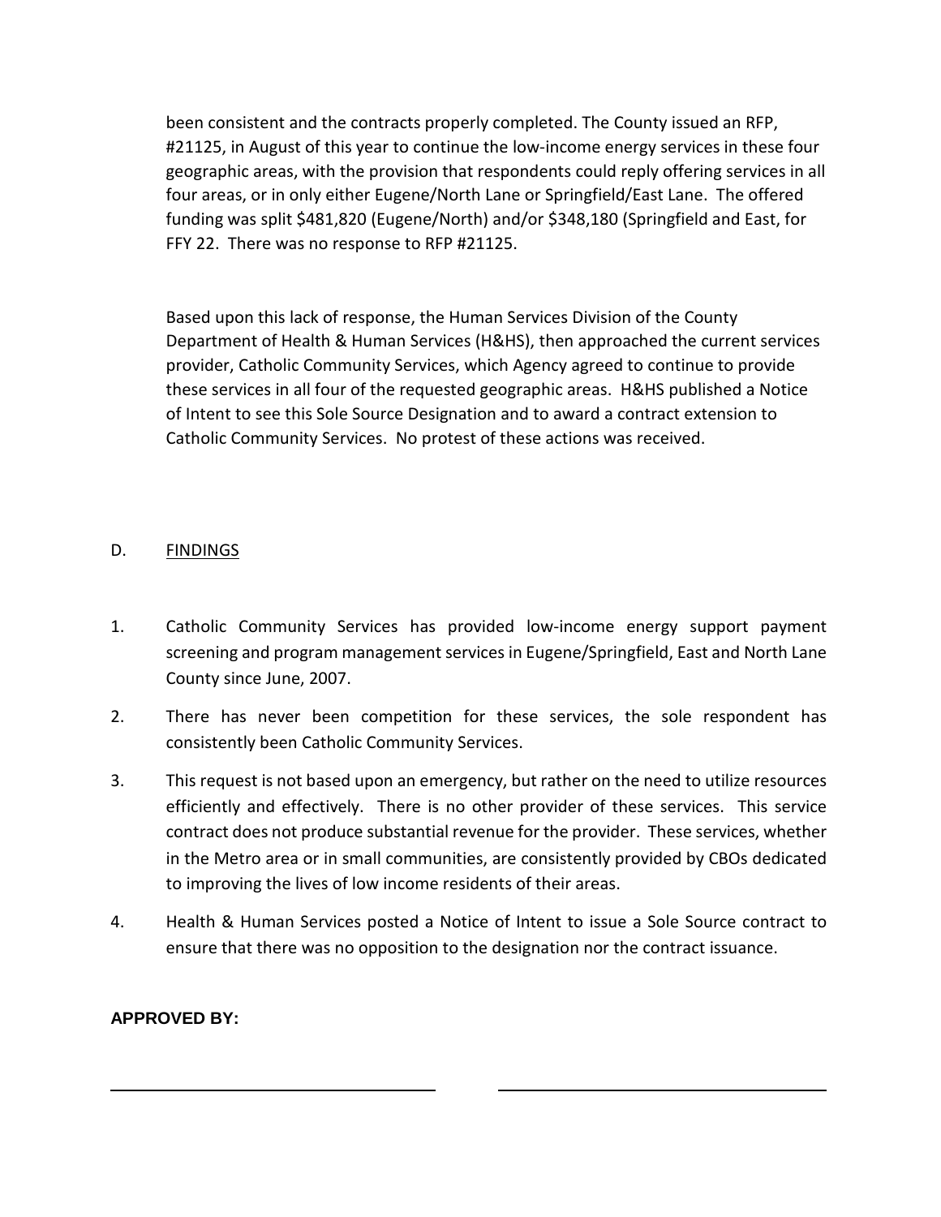been consistent and the contracts properly completed. The County issued an RFP, #21125, in August of this year to continue the low-income energy services in these four geographic areas, with the provision that respondents could reply offering services in all four areas, or in only either Eugene/North Lane or Springfield/East Lane. The offered funding was split $481,820 (Eugene/North) and/or $348,180 (Springfield and East, for FFY 22. There was no response to RFP #21125.

Based upon this lack of response, the Human Services Division of the County Department of Health & Human Services (H&HS), then approached the current services provider, Catholic Community Services, which Agency agreed to continue to provide these services in all four of the requested geographic areas. H&HS published a Notice of Intent to see this Sole Source Designation and to award a contract extension to Catholic Community Services. No protest of these actions was received.

D. FINDINGS

1. Catholic Community Services has provided low-income energy support payment screening and program management services in Eugene/Springfield, East and North Lane County since June, 2007.
2. There has never been competition for these services, the sole respondent has consistently been Catholic Community Services.
3. This request is not based upon an emergency, but rather on the need to utilize resources efficiently and effectively. There is no other provider of these services. This service contract does not produce substantial revenue for the provider. These services, whether in the Metro area or in small communities, are consistently provided by CBOs dedicated to improving the lives of low income residents of their areas.
4. Health & Human Services posted a Notice of Intent to issue a Sole Source contract to ensure that there was no opposition to the designation nor the contract issuance.

**APPROVED BY:**

_________________________________ _________________________________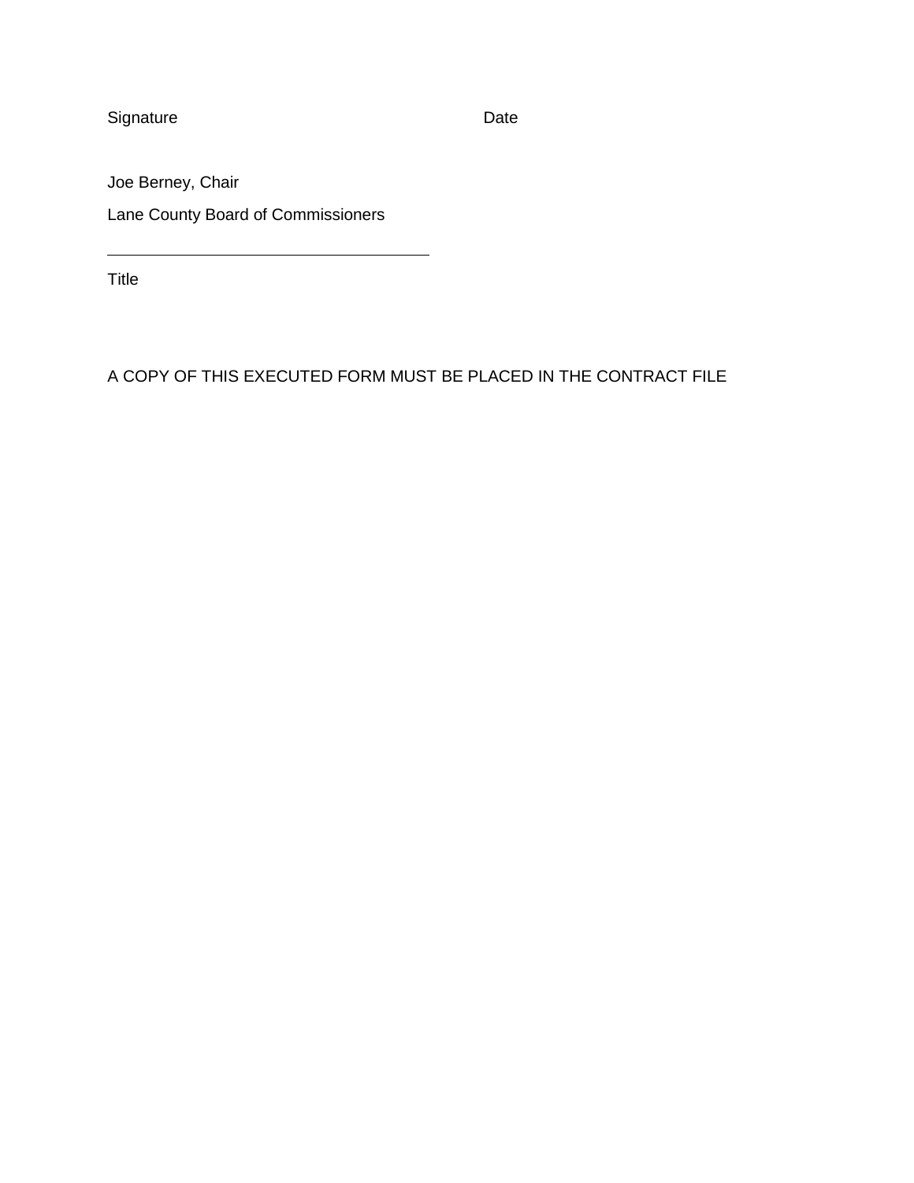Signature                                                        Date

Joe Berney, Chair

Lane County Board of Commissioners

_____________________________________

Title

A COPY OF THIS EXECUTED FORM MUST BE PLACED IN THE CONTRACT FILE